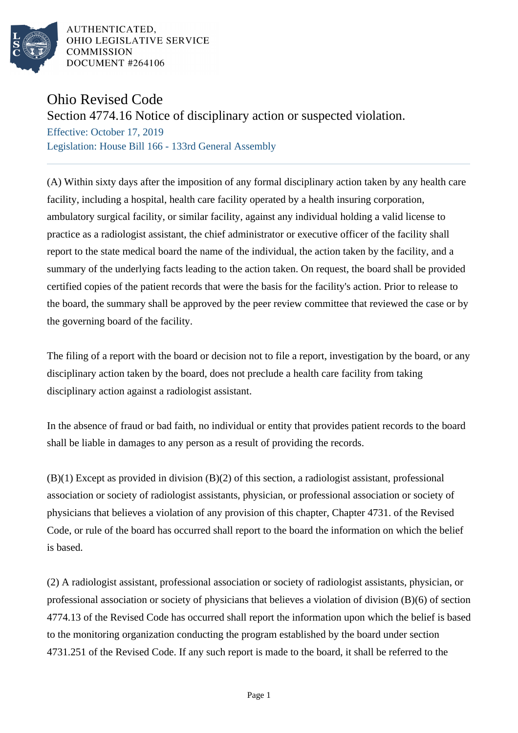AUTHENTICATED,
OHIO LEGISLATIVE SERVICE
COMMISSION
DOCUMENT #264106

# Ohio Revised Code

## Section 4774.16 Notice of disciplinary action or suspected violation.

Effective: October 17, 2019

Legislation: House Bill 166 - 133rd General Assembly

---

(A) Within sixty days after the imposition of any formal disciplinary action taken by any health care facility, including a hospital, health care facility operated by a health insuring corporation, ambulatory surgical facility, or similar facility, against any individual holding a valid license to practice as a radiologist assistant, the chief administrator or executive officer of the facility shall report to the state medical board the name of the individual, the action taken by the facility, and a summary of the underlying facts leading to the action taken. On request, the board shall be provided certified copies of the patient records that were the basis for the facility's action. Prior to release to the board, the summary shall be approved by the peer review committee that reviewed the case or by the governing board of the facility.

The filing of a report with the board or decision not to file a report, investigation by the board, or any disciplinary action taken by the board, does not preclude a health care facility from taking disciplinary action against a radiologist assistant.

In the absence of fraud or bad faith, no individual or entity that provides patient records to the board shall be liable in damages to any person as a result of providing the records.

(B)(1) Except as provided in division (B)(2) of this section, a radiologist assistant, professional association or society of radiologist assistants, physician, or professional association or society of physicians that believes a violation of any provision of this chapter, Chapter 4731. of the Revised Code, or rule of the board has occurred shall report to the board the information on which the belief is based.

(2) A radiologist assistant, professional association or society of radiologist assistants, physician, or professional association or society of physicians that believes a violation of division (B)(6) of section 4774.13 of the Revised Code has occurred shall report the information upon which the belief is based to the monitoring organization conducting the program established by the board under section 4731.251 of the Revised Code. If any such report is made to the board, it shall be referred to the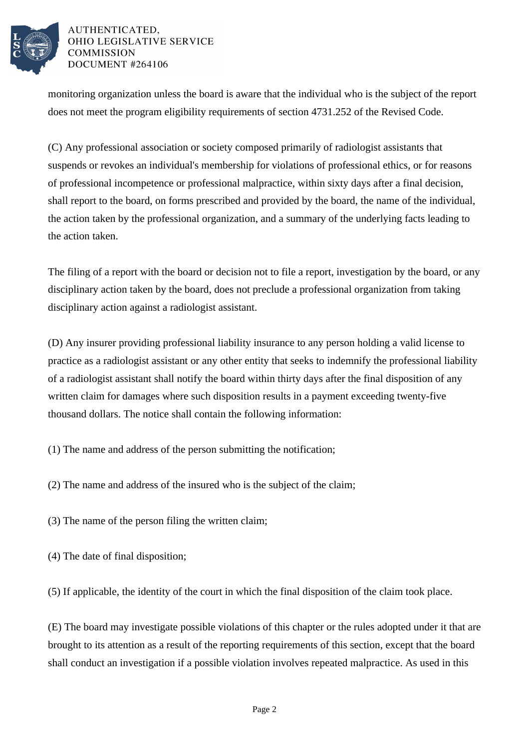monitoring organization unless the board is aware that the individual who is the subject of the report does not meet the program eligibility requirements of section 4731.252 of the Revised Code.

(C) Any professional association or society composed primarily of radiologist assistants that suspends or revokes an individual's membership for violations of professional ethics, or for reasons of professional incompetence or professional malpractice, within sixty days after a final decision, shall report to the board, on forms prescribed and provided by the board, the name of the individual, the action taken by the professional organization, and a summary of the underlying facts leading to the action taken.

The filing of a report with the board or decision not to file a report, investigation by the board, or any disciplinary action taken by the board, does not preclude a professional organization from taking disciplinary action against a radiologist assistant.

(D) Any insurer providing professional liability insurance to any person holding a valid license to practice as a radiologist assistant or any other entity that seeks to indemnify the professional liability of a radiologist assistant shall notify the board within thirty days after the final disposition of any written claim for damages where such disposition results in a payment exceeding twenty-five thousand dollars. The notice shall contain the following information:

(1) The name and address of the person submitting the notification;

(2) The name and address of the insured who is the subject of the claim;

(3) The name of the person filing the written claim;

(4) The date of final disposition;

(5) If applicable, the identity of the court in which the final disposition of the claim took place.

(E) The board may investigate possible violations of this chapter or the rules adopted under it that are brought to its attention as a result of the reporting requirements of this section, except that the board shall conduct an investigation if a possible violation involves repeated malpractice. As used in this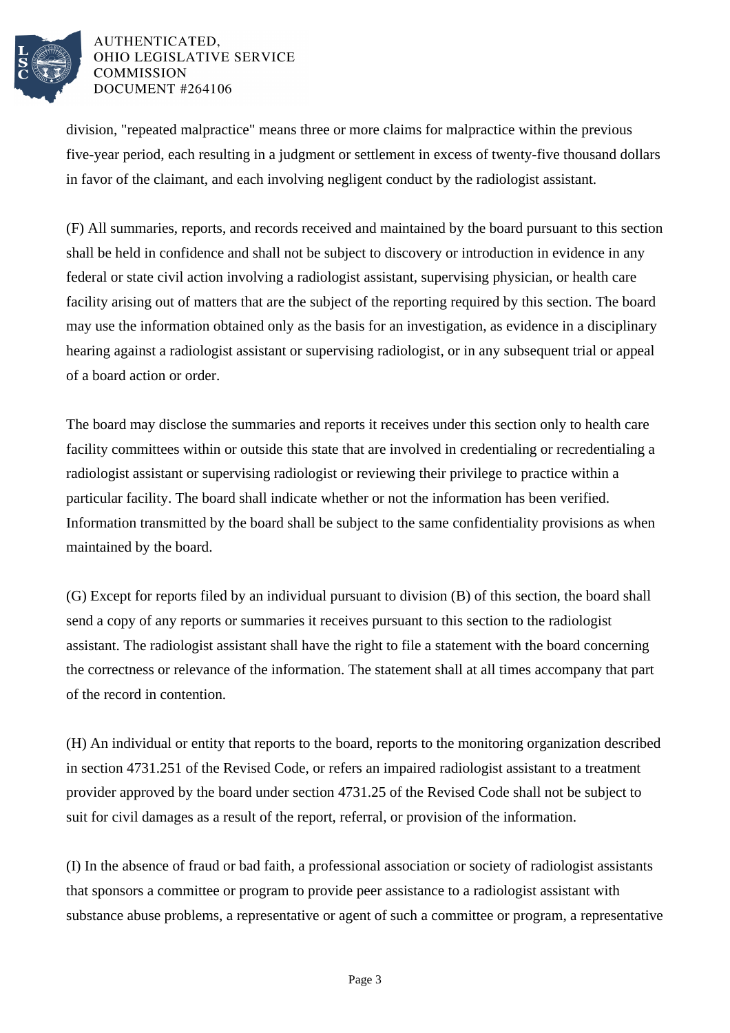division, "repeated malpractice" means three or more claims for malpractice within the previous five-year period, each resulting in a judgment or settlement in excess of twenty-five thousand dollars in favor of the claimant, and each involving negligent conduct by the radiologist assistant.

(F) All summaries, reports, and records received and maintained by the board pursuant to this section shall be held in confidence and shall not be subject to discovery or introduction in evidence in any federal or state civil action involving a radiologist assistant, supervising physician, or health care facility arising out of matters that are the subject of the reporting required by this section. The board may use the information obtained only as the basis for an investigation, as evidence in a disciplinary hearing against a radiologist assistant or supervising radiologist, or in any subsequent trial or appeal of a board action or order.

The board may disclose the summaries and reports it receives under this section only to health care facility committees within or outside this state that are involved in credentialing or recredentialing a radiologist assistant or supervising radiologist or reviewing their privilege to practice within a particular facility. The board shall indicate whether or not the information has been verified. Information transmitted by the board shall be subject to the same confidentiality provisions as when maintained by the board.

(G) Except for reports filed by an individual pursuant to division (B) of this section, the board shall send a copy of any reports or summaries it receives pursuant to this section to the radiologist assistant. The radiologist assistant shall have the right to file a statement with the board concerning the correctness or relevance of the information. The statement shall at all times accompany that part of the record in contention.

(H) An individual or entity that reports to the board, reports to the monitoring organization described in section 4731.251 of the Revised Code, or refers an impaired radiologist assistant to a treatment provider approved by the board under section 4731.25 of the Revised Code shall not be subject to suit for civil damages as a result of the report, referral, or provision of the information.

(I) In the absence of fraud or bad faith, a professional association or society of radiologist assistants that sponsors a committee or program to provide peer assistance to a radiologist assistant with substance abuse problems, a representative or agent of such a committee or program, a representative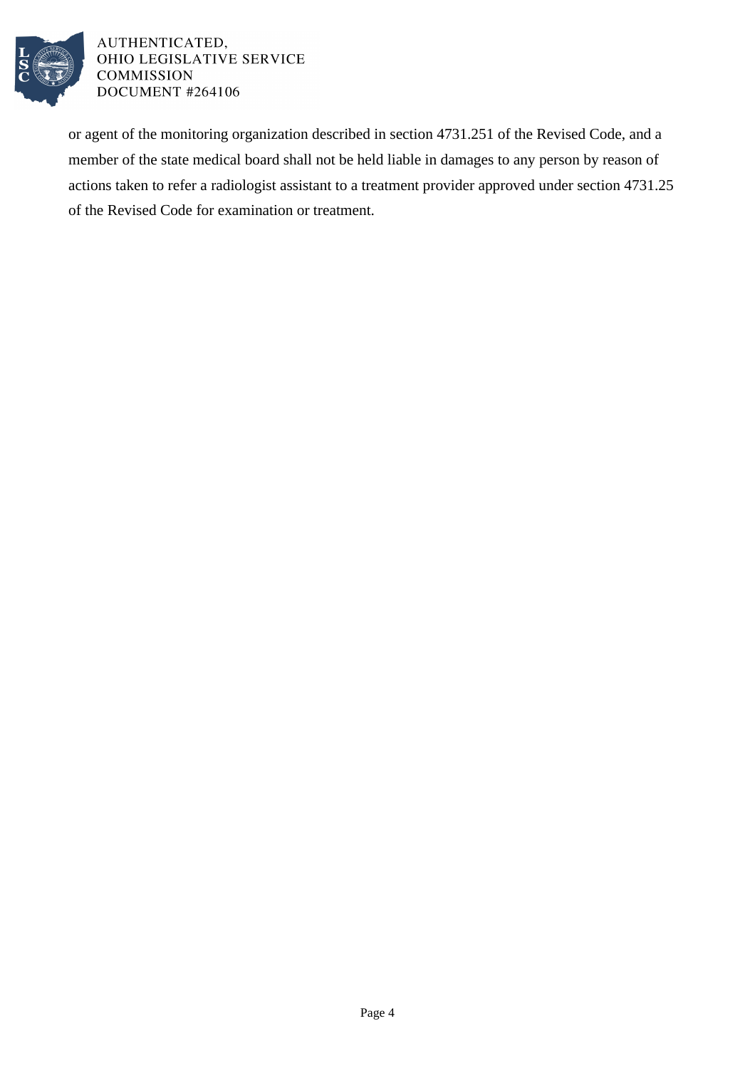or agent of the monitoring organization described in section 4731.251 of the Revised Code, and a member of the state medical board shall not be held liable in damages to any person by reason of actions taken to refer a radiologist assistant to a treatment provider approved under section 4731.25 of the Revised Code for examination or treatment.